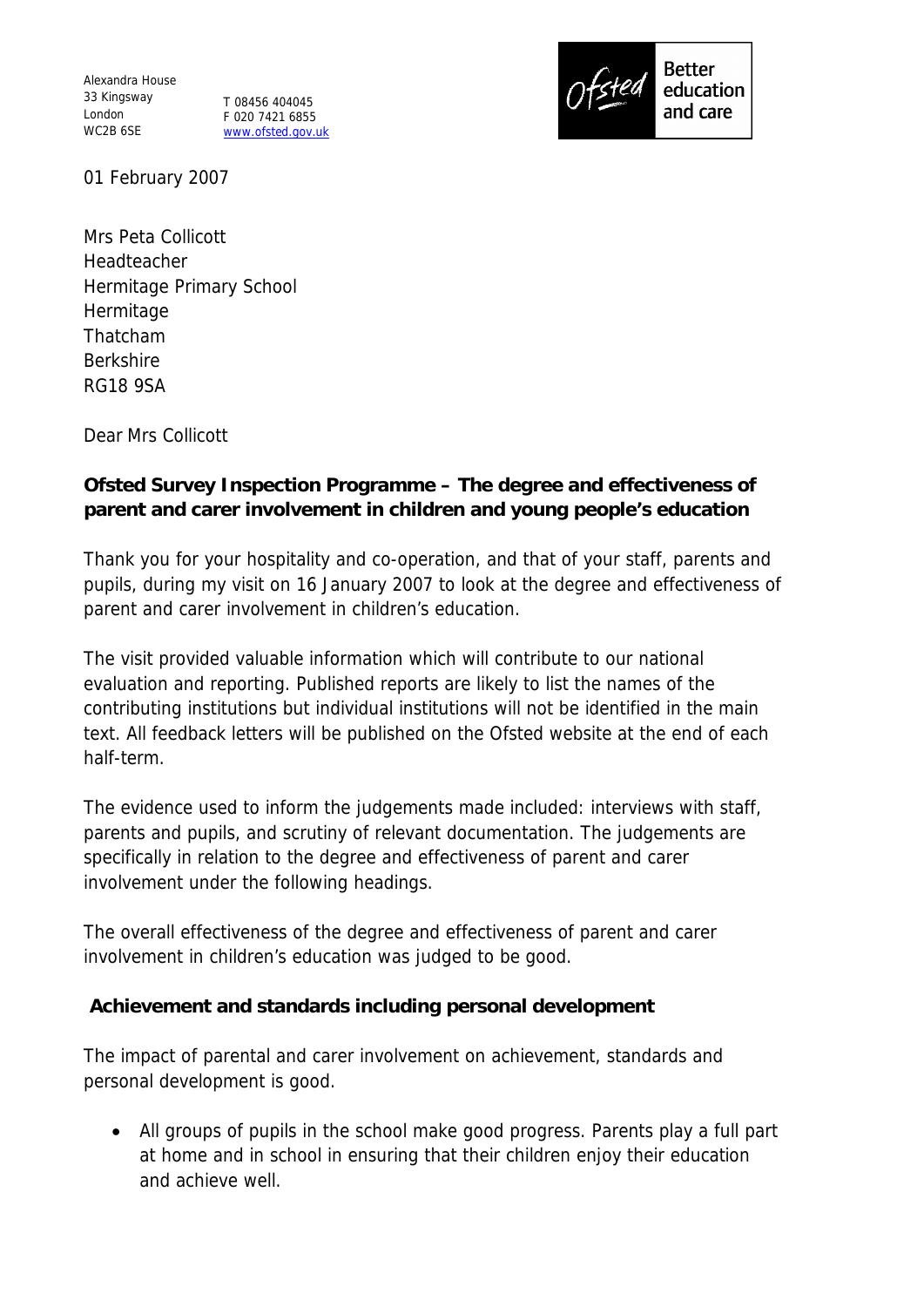Alexandra House
33 Kingsway
London
WC2B 6SE

T 08456 404045
F 020 7421 6855
www.ofsted.gov.uk

Ofsted Better education and care

01 February 2007

Mrs Peta Collicott
Headteacher
Hermitage Primary School
Hermitage
Thatcham
Berkshire
RG18 9SA

Dear Mrs Collicott

**Ofsted Survey Inspection Programme – The degree and effectiveness of parent and carer involvement in children and young people's education**

Thank you for your hospitality and co-operation, and that of your staff, parents and pupils, during my visit on 16 January 2007 to look at the degree and effectiveness of parent and carer involvement in children's education.

The visit provided valuable information which will contribute to our national evaluation and reporting. Published reports are likely to list the names of the contributing institutions but individual institutions will not be identified in the main text. All feedback letters will be published on the Ofsted website at the end of each half-term.

The evidence used to inform the judgements made included: interviews with staff, parents and pupils, and scrutiny of relevant documentation. The judgements are specifically in relation to the degree and effectiveness of parent and carer involvement under the following headings.

The overall effectiveness of the degree and effectiveness of parent and carer involvement in children's education was judged to be good.

**Achievement and standards including personal development**

The impact of parental and carer involvement on achievement, standards and personal development is good.

- All groups of pupils in the school make good progress. Parents play a full part at home and in school in ensuring that their children enjoy their education and achieve well.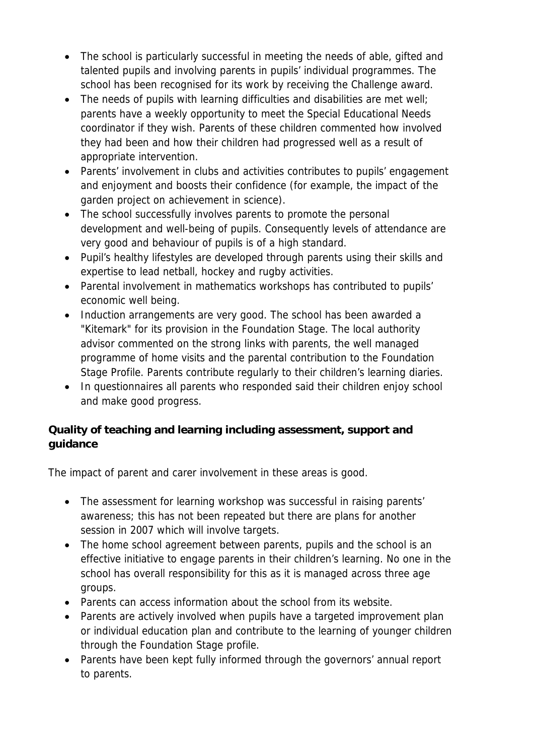- The school is particularly successful in meeting the needs of able, gifted and talented pupils and involving parents in pupils' individual programmes. The school has been recognised for its work by receiving the Challenge award.
- The needs of pupils with learning difficulties and disabilities are met well; parents have a weekly opportunity to meet the Special Educational Needs coordinator if they wish. Parents of these children commented how involved they had been and how their children had progressed well as a result of appropriate intervention.
- Parents' involvement in clubs and activities contributes to pupils' engagement and enjoyment and boosts their confidence (for example, the impact of the garden project on achievement in science).
- The school successfully involves parents to promote the personal development and well-being of pupils. Consequently levels of attendance are very good and behaviour of pupils is of a high standard.
- Pupil's healthy lifestyles are developed through parents using their skills and expertise to lead netball, hockey and rugby activities.
- Parental involvement in mathematics workshops has contributed to pupils' economic well being.
- Induction arrangements are very good. The school has been awarded a "Kitemark" for its provision in the Foundation Stage. The local authority advisor commented on the strong links with parents, the well managed programme of home visits and the parental contribution to the Foundation Stage Profile. Parents contribute regularly to their children's learning diaries.
- In questionnaires all parents who responded said their children enjoy school and make good progress.

**Quality of teaching and learning including assessment, support and guidance**

The impact of parent and carer involvement in these areas is good.

- The assessment for learning workshop was successful in raising parents' awareness; this has not been repeated but there are plans for another session in 2007 which will involve targets.
- The home school agreement between parents, pupils and the school is an effective initiative to engage parents in their children's learning. No one in the school has overall responsibility for this as it is managed across three age groups.
- Parents can access information about the school from its website.
- Parents are actively involved when pupils have a targeted improvement plan or individual education plan and contribute to the learning of younger children through the Foundation Stage profile.
- Parents have been kept fully informed through the governors' annual report to parents.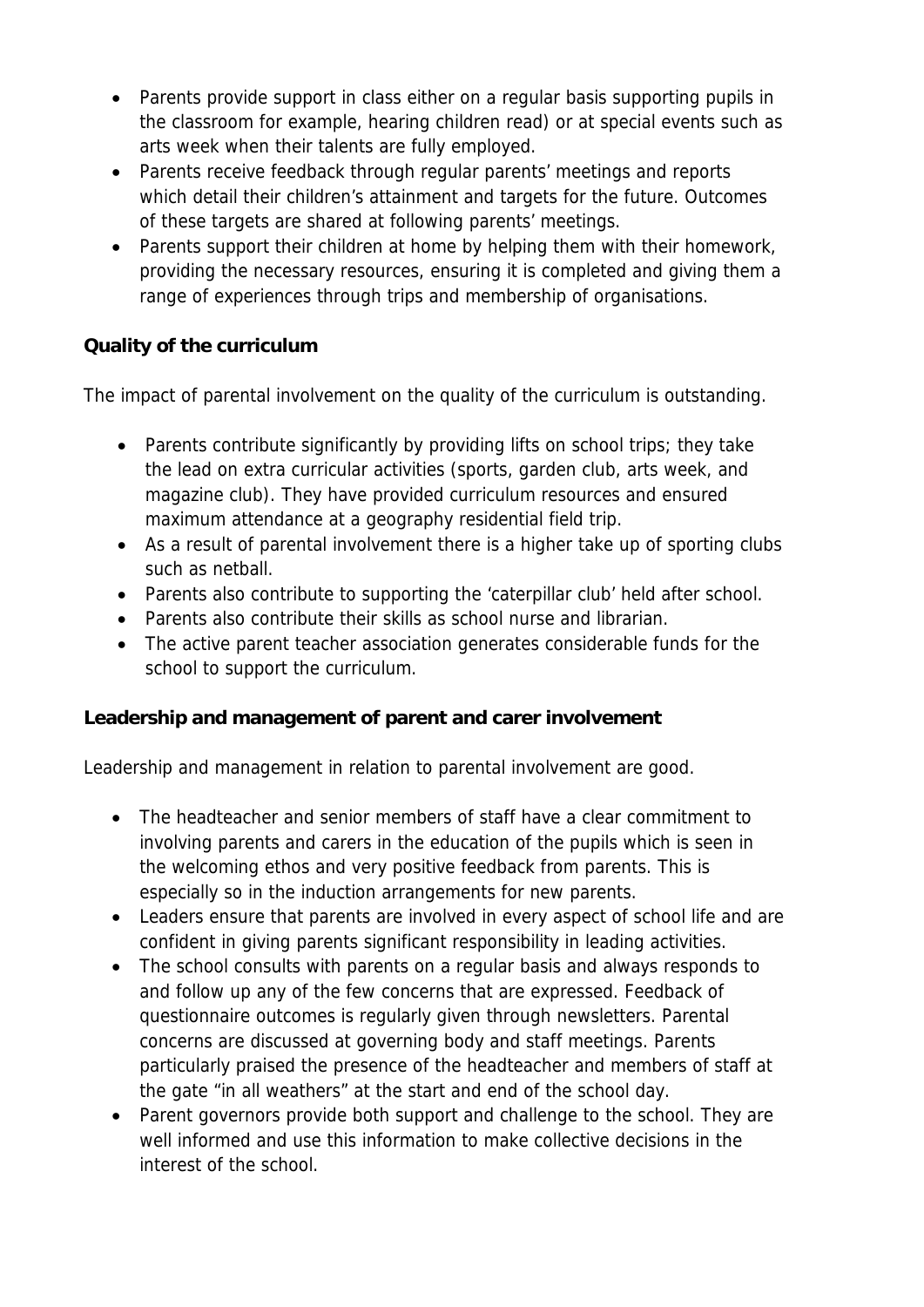- Parents provide support in class either on a regular basis supporting pupils in the classroom for example, hearing children read) or at special events such as arts week when their talents are fully employed.
- Parents receive feedback through regular parents' meetings and reports which detail their children's attainment and targets for the future. Outcomes of these targets are shared at following parents' meetings.
- Parents support their children at home by helping them with their homework, providing the necessary resources, ensuring it is completed and giving them a range of experiences through trips and membership of organisations.

**Quality of the curriculum**

The impact of parental involvement on the quality of the curriculum is outstanding.

- Parents contribute significantly by providing lifts on school trips; they take the lead on extra curricular activities (sports, garden club, arts week, and magazine club). They have provided curriculum resources and ensured maximum attendance at a geography residential field trip.
- As a result of parental involvement there is a higher take up of sporting clubs such as netball.
- Parents also contribute to supporting the 'caterpillar club' held after school.
- Parents also contribute their skills as school nurse and librarian.
- The active parent teacher association generates considerable funds for the school to support the curriculum.

**Leadership and management of parent and carer involvement**

Leadership and management in relation to parental involvement are good.

- The headteacher and senior members of staff have a clear commitment to involving parents and carers in the education of the pupils which is seen in the welcoming ethos and very positive feedback from parents. This is especially so in the induction arrangements for new parents.
- Leaders ensure that parents are involved in every aspect of school life and are confident in giving parents significant responsibility in leading activities.
- The school consults with parents on a regular basis and always responds to and follow up any of the few concerns that are expressed. Feedback of questionnaire outcomes is regularly given through newsletters. Parental concerns are discussed at governing body and staff meetings. Parents particularly praised the presence of the headteacher and members of staff at the gate "in all weathers" at the start and end of the school day.
- Parent governors provide both support and challenge to the school. They are well informed and use this information to make collective decisions in the interest of the school.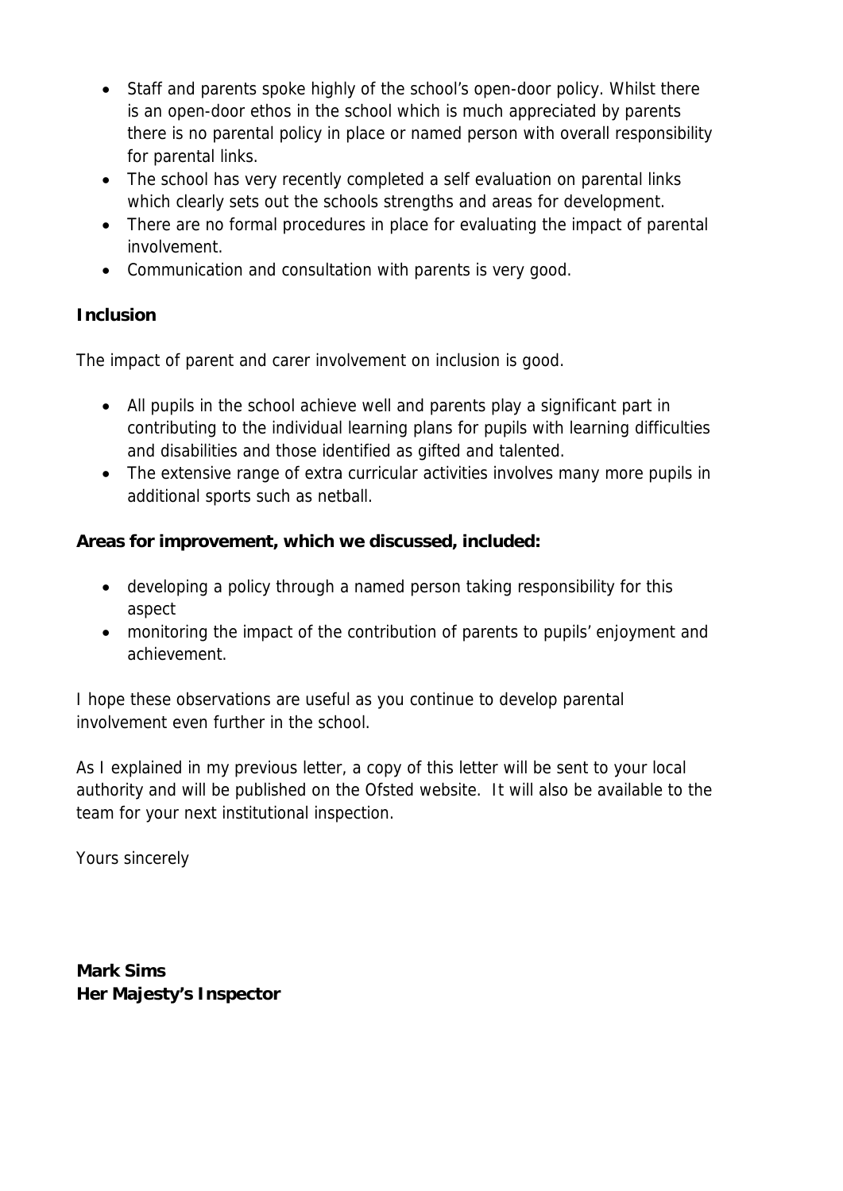- Staff and parents spoke highly of the school's open-door policy. Whilst there is an open-door ethos in the school which is much appreciated by parents there is no parental policy in place or named person with overall responsibility for parental links.
- The school has very recently completed a self evaluation on parental links which clearly sets out the schools strengths and areas for development.
- There are no formal procedures in place for evaluating the impact of parental involvement.
- Communication and consultation with parents is very good.

**Inclusion**

The impact of parent and carer involvement on inclusion is good.

- All pupils in the school achieve well and parents play a significant part in contributing to the individual learning plans for pupils with learning difficulties and disabilities and those identified as gifted and talented.
- The extensive range of extra curricular activities involves many more pupils in additional sports such as netball.

**Areas for improvement, which we discussed, included:**

- developing a policy through a named person taking responsibility for this aspect
- monitoring the impact of the contribution of parents to pupils' enjoyment and achievement.

I hope these observations are useful as you continue to develop parental involvement even further in the school.

As I explained in my previous letter, a copy of this letter will be sent to your local authority and will be published on the Ofsted website. It will also be available to the team for your next institutional inspection.

Yours sincerely

**Mark Sims**
**Her Majesty's Inspector**